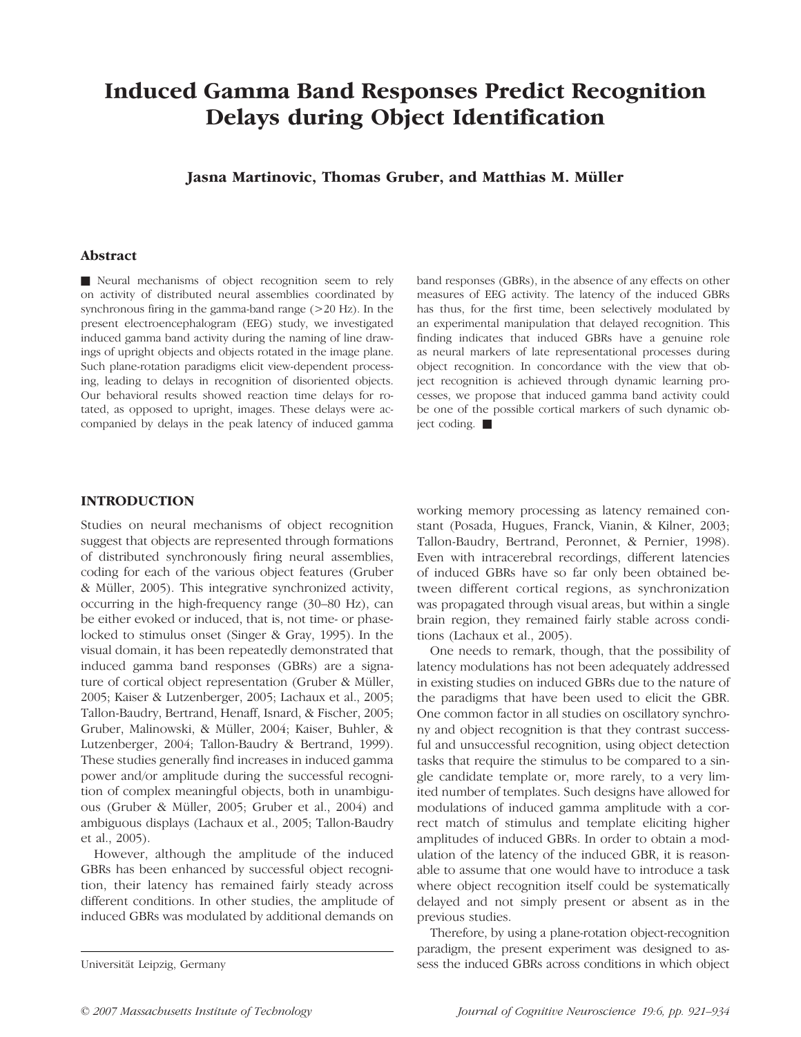# Induced Gamma Band Responses Predict Recognition Delays during Object Identification

**Jasna Martinovic, Thomas Gruber, and Matthias M. Müller**

## Abstract

■ Neural mechanisms of object recognition seem to rely on activity of distributed neural assemblies coordinated by synchronous firing in the gamma-band range (>20 Hz). In the present electroencephalogram (EEG) study, we investigated induced gamma band activity during the naming of line drawings of upright objects and objects rotated in the image plane. Such plane-rotation paradigms elicit view-dependent processing, leading to delays in recognition of disoriented objects. Our behavioral results showed reaction time delays for rotated, as opposed to upright, images. These delays were accompanied by delays in the peak latency of induced gamma band responses (GBRs), in the absence of any effects on other measures of EEG activity. The latency of the induced GBRs has thus, for the first time, been selectively modulated by an experimental manipulation that delayed recognition. This finding indicates that induced GBRs have a genuine role as neural markers of late representational processes during object recognition. In concordance with the view that object recognition is achieved through dynamic learning processes, we propose that induced gamma band activity could be one of the possible cortical markers of such dynamic object coding. ■

## INTRODUCTION

Studies on neural mechanisms of object recognition suggest that objects are represented through formations of distributed synchronously firing neural assemblies, coding for each of the various object features (Gruber & Müller, 2005). This integrative synchronized activity, occurring in the high-frequency range (30–80 Hz), can be either evoked or induced, that is, not time- or phase-locked to stimulus onset (Singer & Gray, 1995). In the visual domain, it has been repeatedly demonstrated that induced gamma band responses (GBRs) are a signature of cortical object representation (Gruber & Müller, 2005; Kaiser & Lutzenberger, 2005; Lachaux et al., 2005; Tallon-Baudry, Bertrand, Henaff, Isnard, & Fischer, 2005; Gruber, Malinowski, & Müller, 2004; Kaiser, Buhler, & Lutzenberger, 2004; Tallon-Baudry & Bertrand, 1999). These studies generally find increases in induced gamma power and/or amplitude during the successful recognition of complex meaningful objects, both in unambiguous (Gruber & Müller, 2005; Gruber et al., 2004) and ambiguous displays (Lachaux et al., 2005; Tallon-Baudry et al., 2005).

However, although the amplitude of the induced GBRs has been enhanced by successful object recognition, their latency has remained fairly steady across different conditions. In other studies, the amplitude of induced GBRs was modulated by additional demands on working memory processing as latency remained constant (Posada, Hugues, Franck, Vianin, & Kilner, 2003; Tallon-Baudry, Bertrand, Peronnet, & Pernier, 1998). Even with intracerebral recordings, different latencies of induced GBRs have so far only been obtained between different cortical regions, as synchronization was propagated through visual areas, but within a single brain region, they remained fairly stable across conditions (Lachaux et al., 2005).

One needs to remark, though, that the possibility of latency modulations has not been adequately addressed in existing studies on induced GBRs due to the nature of the paradigms that have been used to elicit the GBR. One common factor in all studies on oscillatory synchrony and object recognition is that they contrast successful and unsuccessful recognition, using object detection tasks that require the stimulus to be compared to a single candidate template or, more rarely, to a very limited number of templates. Such designs have allowed for modulations of induced gamma amplitude with a correct match of stimulus and template eliciting higher amplitudes of induced GBRs. In order to obtain a modulation of the latency of the induced GBR, it is reasonable to assume that one would have to introduce a task where object recognition itself could be systematically delayed and not simply present or absent as in the previous studies.

Therefore, by using a plane-rotation object-recognition paradigm, the present experiment was designed to assess the induced GBRs across conditions in which object

Universität Leipzig, Germany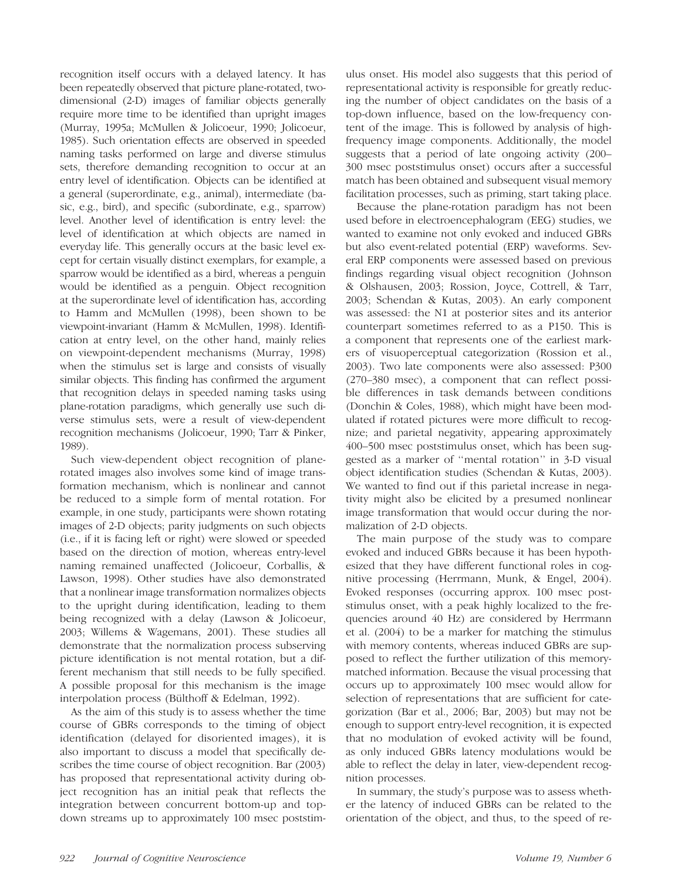recognition itself occurs with a delayed latency. It has been repeatedly observed that picture plane-rotated, two-dimensional (2-D) images of familiar objects generally require more time to be identified than upright images (Murray, 1995a; McMullen & Jolicoeur, 1990; Jolicoeur, 1985). Such orientation effects are observed in speeded naming tasks performed on large and diverse stimulus sets, therefore demanding recognition to occur at an entry level of identification. Objects can be identified at a general (superordinate, e.g., animal), intermediate (basic, e.g., bird), and specific (subordinate, e.g., sparrow) level. Another level of identification is entry level: the level of identification at which objects are named in everyday life. This generally occurs at the basic level except for certain visually distinct exemplars, for example, a sparrow would be identified as a bird, whereas a penguin would be identified as a penguin. Object recognition at the superordinate level of identification has, according to Hamm and McMullen (1998), been shown to be viewpoint-invariant (Hamm & McMullen, 1998). Identification at entry level, on the other hand, mainly relies on viewpoint-dependent mechanisms (Murray, 1998) when the stimulus set is large and consists of visually similar objects. This finding has confirmed the argument that recognition delays in speeded naming tasks using plane-rotation paradigms, which generally use such diverse stimulus sets, were a result of view-dependent recognition mechanisms (Jolicoeur, 1990; Tarr & Pinker, 1989).

Such view-dependent object recognition of plane-rotated images also involves some kind of image transformation mechanism, which is nonlinear and cannot be reduced to a simple form of mental rotation. For example, in one study, participants were shown rotating images of 2-D objects; parity judgments on such objects (i.e., if it is facing left or right) were slowed or speeded based on the direction of motion, whereas entry-level naming remained unaffected (Jolicoeur, Corballis, & Lawson, 1998). Other studies have also demonstrated that a nonlinear image transformation normalizes objects to the upright during identification, leading to them being recognized with a delay (Lawson & Jolicoeur, 2003; Willems & Wagemans, 2001). These studies all demonstrate that the normalization process subserving picture identification is not mental rotation, but a different mechanism that still needs to be fully specified. A possible proposal for this mechanism is the image interpolation process (Bülthoff & Edelman, 1992).

As the aim of this study is to assess whether the time course of GBRs corresponds to the timing of object identification (delayed for disoriented images), it is also important to discuss a model that specifically describes the time course of object recognition. Bar (2003) has proposed that representational activity during object recognition has an initial peak that reflects the integration between concurrent bottom-up and top-down streams up to approximately 100 msec poststimulus onset. His model also suggests that this period of representational activity is responsible for greatly reducing the number of object candidates on the basis of a top-down influence, based on the low-frequency content of the image. This is followed by analysis of high-frequency image components. Additionally, the model suggests that a period of late ongoing activity (200–300 msec poststimulus onset) occurs after a successful match has been obtained and subsequent visual memory facilitation processes, such as priming, start taking place.

Because the plane-rotation paradigm has not been used before in electroencephalogram (EEG) studies, we wanted to examine not only evoked and induced GBRs but also event-related potential (ERP) waveforms. Several ERP components were assessed based on previous findings regarding visual object recognition (Johnson & Olshausen, 2003; Rossion, Joyce, Cottrell, & Tarr, 2003; Schendan & Kutas, 2003). An early component was assessed: the N1 at posterior sites and its anterior counterpart sometimes referred to as a P150. This is a component that represents one of the earliest markers of visuoperceptual categorization (Rossion et al., 2003). Two late components were also assessed: P300 (270–380 msec), a component that can reflect possible differences in task demands between conditions (Donchin & Coles, 1988), which might have been modulated if rotated pictures were more difficult to recognize; and parietal negativity, appearing approximately 400–500 msec poststimulus onset, which has been suggested as a marker of "mental rotation" in 3-D visual object identification studies (Schendan & Kutas, 2003). We wanted to find out if this parietal increase in negativity might also be elicited by a presumed nonlinear image transformation that would occur during the normalization of 2-D objects.

The main purpose of the study was to compare evoked and induced GBRs because it has been hypothesized that they have different functional roles in cognitive processing (Herrmann, Munk, & Engel, 2004). Evoked responses (occurring approx. 100 msec poststimulus onset, with a peak highly localized to the frequencies around 40 Hz) are considered by Herrmann et al. (2004) to be a marker for matching the stimulus with memory contents, whereas induced GBRs are supposed to reflect the further utilization of this memory-matched information. Because the visual processing that occurs up to approximately 100 msec would allow for selection of representations that are sufficient for categorization (Bar et al., 2006; Bar, 2003) but may not be enough to support entry-level recognition, it is expected that no modulation of evoked activity will be found, as only induced GBRs latency modulations would be able to reflect the delay in later, view-dependent recognition processes.

In summary, the study's purpose was to assess whether the latency of induced GBRs can be related to the orientation of the object, and thus, to the speed of re-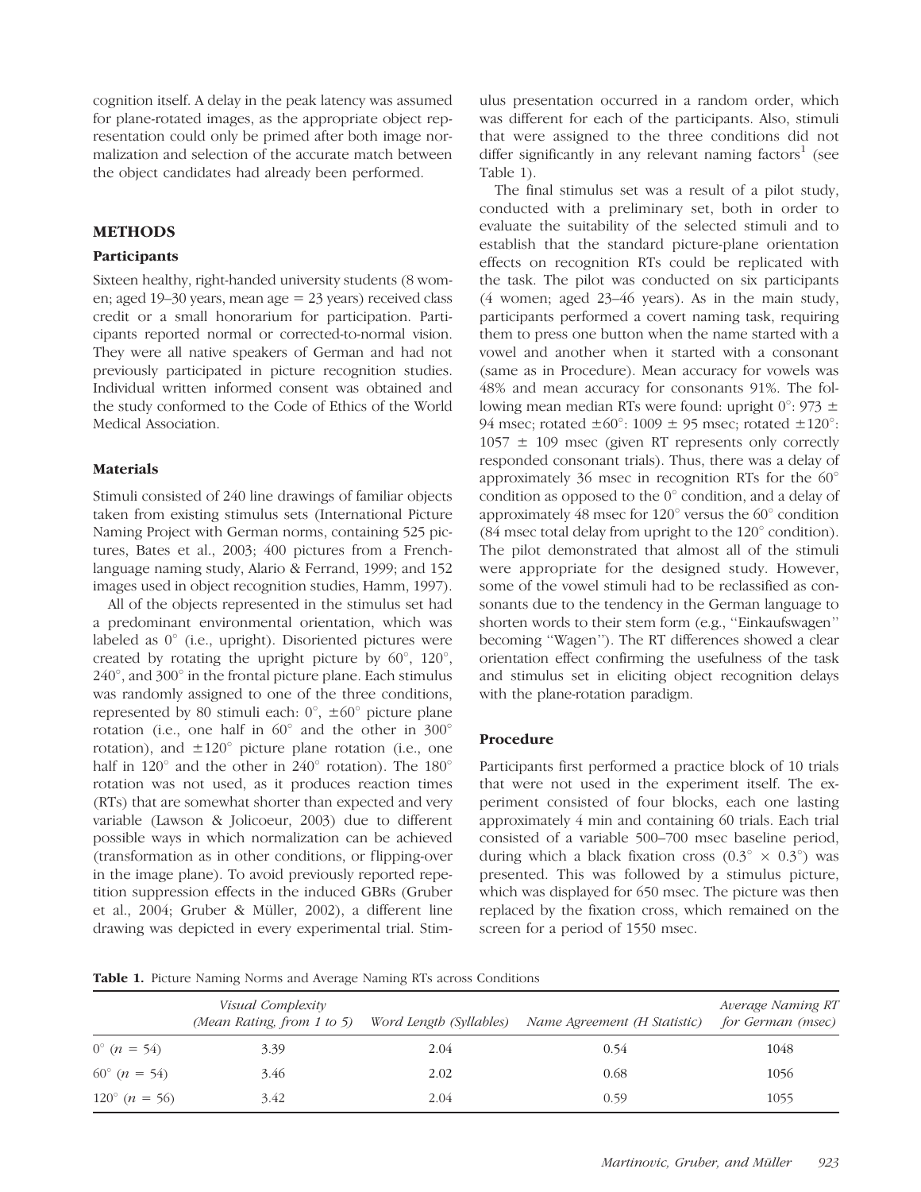cognition itself. A delay in the peak latency was assumed for plane-rotated images, as the appropriate object representation could only be primed after both image normalization and selection of the accurate match between the object candidates had already been performed.

## METHODS

### Participants

Sixteen healthy, right-handed university students (8 women; aged 19–30 years, mean age = 23 years) received class credit or a small honorarium for participation. Participants reported normal or corrected-to-normal vision. They were all native speakers of German and had not previously participated in picture recognition studies. Individual written informed consent was obtained and the study conformed to the Code of Ethics of the World Medical Association.

### Materials

Stimuli consisted of 240 line drawings of familiar objects taken from existing stimulus sets (International Picture Naming Project with German norms, containing 525 pictures, Bates et al., 2003; 400 pictures from a French-language naming study, Alario & Ferrand, 1999; and 152 images used in object recognition studies, Hamm, 1997).

All of the objects represented in the stimulus set had a predominant environmental orientation, which was labeled as 0° (i.e., upright). Disoriented pictures were created by rotating the upright picture by 60°, 120°, 240°, and 300° in the frontal picture plane. Each stimulus was randomly assigned to one of the three conditions, represented by 80 stimuli each: 0°, ±60° picture plane rotation (i.e., one half in 60° and the other in 300° rotation), and ±120° picture plane rotation (i.e., one half in 120° and the other in 240° rotation). The 180° rotation was not used, as it produces reaction times (RTs) that are somewhat shorter than expected and very variable (Lawson & Jolicoeur, 2003) due to different possible ways in which normalization can be achieved (transformation as in other conditions, or flipping-over in the image plane). To avoid previously reported repetition suppression effects in the induced GBRs (Gruber et al., 2004; Gruber & Müller, 2002), a different line drawing was depicted in every experimental trial. Stimulus presentation occurred in a random order, which was different for each of the participants. Also, stimuli that were assigned to the three conditions did not differ significantly in any relevant naming factors[1] (see Table 1).

The final stimulus set was a result of a pilot study, conducted with a preliminary set, both in order to evaluate the suitability of the selected stimuli and to establish that the standard picture-plane orientation effects on recognition RTs could be replicated with the task. The pilot was conducted on six participants (4 women; aged 23–46 years). As in the main study, participants performed a covert naming task, requiring them to press one button when the name started with a vowel and another when it started with a consonant (same as in Procedure). Mean accuracy for vowels was 48% and mean accuracy for consonants 91%. The following mean median RTs were found: upright 0°: 973 ± 94 msec; rotated ±60°: 1009 ± 95 msec; rotated ±120°: 1057 ± 109 msec (given RT represents only correctly responded consonant trials). Thus, there was a delay of approximately 36 msec in recognition RTs for the 60° condition as opposed to the 0° condition, and a delay of approximately 48 msec for 120° versus the 60° condition (84 msec total delay from upright to the 120° condition). The pilot demonstrated that almost all of the stimuli were appropriate for the designed study. However, some of the vowel stimuli had to be reclassified as consonants due to the tendency in the German language to shorten words to their stem form (e.g., "Einkaufswagen" becoming "Wagen"). The RT differences showed a clear orientation effect confirming the usefulness of the task and stimulus set in eliciting object recognition delays with the plane-rotation paradigm.

### Procedure

Participants first performed a practice block of 10 trials that were not used in the experiment itself. The experiment consisted of four blocks, each one lasting approximately 4 min and containing 60 trials. Each trial consisted of a variable 500–700 msec baseline period, during which a black fixation cross (0.3° × 0.3°) was presented. This was followed by a stimulus picture, which was displayed for 650 msec. The picture was then replaced by the fixation cross, which remained on the screen for a period of 1550 msec.

**Table 1.** Picture Naming Norms and Average Naming RTs across Conditions

| | *Visual Complexity (Mean Rating, from 1 to 5)* | *Word Length (Syllables)* | *Name Agreement (H Statistic)* | *Average Naming RT for German (msec)* |
|---|---|---|---|---|
| 0° (*n* = 54) | 3.39 | 2.04 | 0.54 | 1048 |
| 60° (*n* = 54) | 3.46 | 2.02 | 0.68 | 1056 |
| 120° (*n* = 56) | 3.42 | 2.04 | 0.59 | 1055 |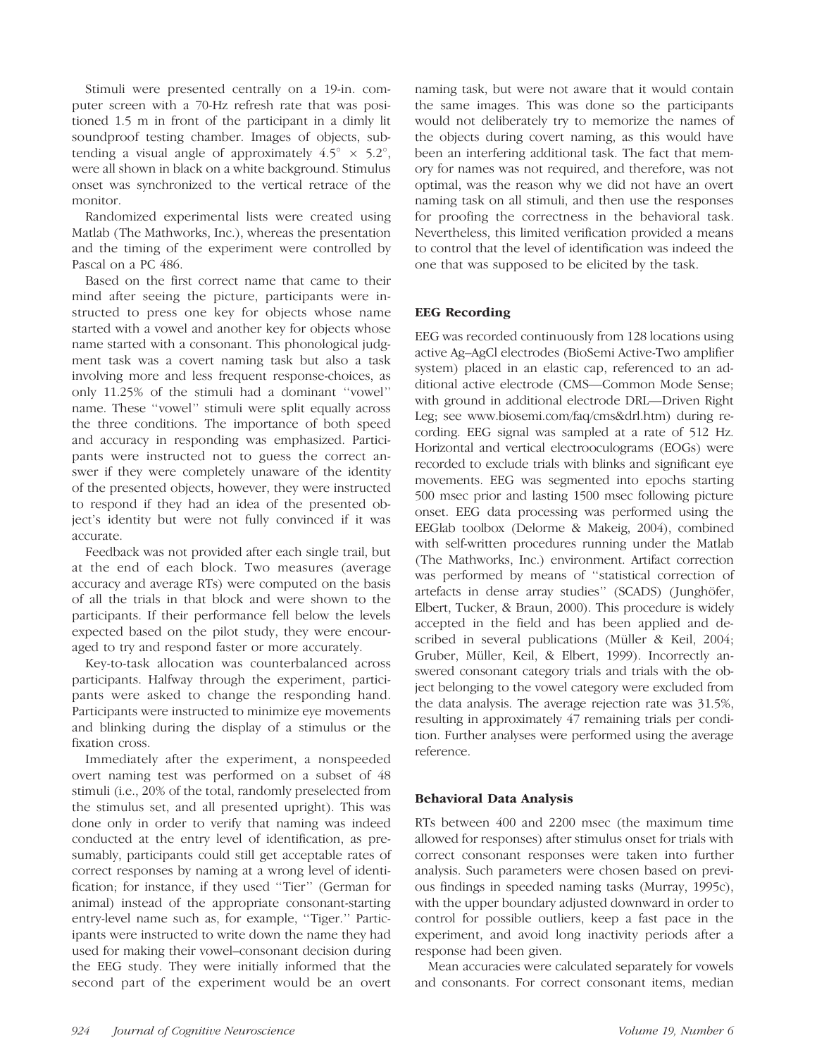Stimuli were presented centrally on a 19-in. computer screen with a 70-Hz refresh rate that was positioned 1.5 m in front of the participant in a dimly lit soundproof testing chamber. Images of objects, subtending a visual angle of approximately $4.5^\circ \times 5.2^\circ$, were all shown in black on a white background. Stimulus onset was synchronized to the vertical retrace of the monitor.

Randomized experimental lists were created using Matlab (The Mathworks, Inc.), whereas the presentation and the timing of the experiment were controlled by Pascal on a PC 486.

Based on the first correct name that came to their mind after seeing the picture, participants were instructed to press one key for objects whose name started with a vowel and another key for objects whose name started with a consonant. This phonological judgment task was a covert naming task but also a task involving more and less frequent response-choices, as only 11.25% of the stimuli had a dominant "vowel" name. These "vowel" stimuli were split equally across the three conditions. The importance of both speed and accuracy in responding was emphasized. Participants were instructed not to guess the correct answer if they were completely unaware of the identity of the presented objects, however, they were instructed to respond if they had an idea of the presented object's identity but were not fully convinced if it was accurate.

Feedback was not provided after each single trail, but at the end of each block. Two measures (average accuracy and average RTs) were computed on the basis of all the trials in that block and were shown to the participants. If their performance fell below the levels expected based on the pilot study, they were encouraged to try and respond faster or more accurately.

Key-to-task allocation was counterbalanced across participants. Halfway through the experiment, participants were asked to change the responding hand. Participants were instructed to minimize eye movements and blinking during the display of a stimulus or the fixation cross.

Immediately after the experiment, a nonspeeded overt naming test was performed on a subset of 48 stimuli (i.e., 20% of the total, randomly preselected from the stimulus set, and all presented upright). This was done only in order to verify that naming was indeed conducted at the entry level of identification, as presumably, participants could still get acceptable rates of correct responses by naming at a wrong level of identification; for instance, if they used "Tier" (German for animal) instead of the appropriate consonant-starting entry-level name such as, for example, "Tiger." Participants were instructed to write down the name they had used for making their vowel–consonant decision during the EEG study. They were initially informed that the second part of the experiment would be an overt naming task, but were not aware that it would contain the same images. This was done so the participants would not deliberately try to memorize the names of the objects during covert naming, as this would have been an interfering additional task. The fact that memory for names was not required, and therefore, was not optimal, was the reason why we did not have an overt naming task on all stimuli, and then use the responses for proofing the correctness in the behavioral task. Nevertheless, this limited verification provided a means to control that the level of identification was indeed the one that was supposed to be elicited by the task.

### EEG Recording

EEG was recorded continuously from 128 locations using active Ag–AgCl electrodes (BioSemi Active-Two amplifier system) placed in an elastic cap, referenced to an additional active electrode (CMS—Common Mode Sense; with ground in additional electrode DRL—Driven Right Leg; see www.biosemi.com/faq/cms&drl.htm) during recording. EEG signal was sampled at a rate of 512 Hz. Horizontal and vertical electrooculograms (EOGs) were recorded to exclude trials with blinks and significant eye movements. EEG was segmented into epochs starting 500 msec prior and lasting 1500 msec following picture onset. EEG data processing was performed using the EEGlab toolbox (Delorme & Makeig, 2004), combined with self-written procedures running under the Matlab (The Mathworks, Inc.) environment. Artifact correction was performed by means of "statistical correction of artefacts in dense array studies" (SCADS) (Junghöfer, Elbert, Tucker, & Braun, 2000). This procedure is widely accepted in the field and has been applied and described in several publications (Müller & Keil, 2004; Gruber, Müller, Keil, & Elbert, 1999). Incorrectly answered consonant category trials and trials with the object belonging to the vowel category were excluded from the data analysis. The average rejection rate was 31.5%, resulting in approximately 47 remaining trials per condition. Further analyses were performed using the average reference.

### Behavioral Data Analysis

RTs between 400 and 2200 msec (the maximum time allowed for responses) after stimulus onset for trials with correct consonant responses were taken into further analysis. Such parameters were chosen based on previous findings in speeded naming tasks (Murray, 1995c), with the upper boundary adjusted downward in order to control for possible outliers, keep a fast pace in the experiment, and avoid long inactivity periods after a response had been given.

Mean accuracies were calculated separately for vowels and consonants. For correct consonant items, median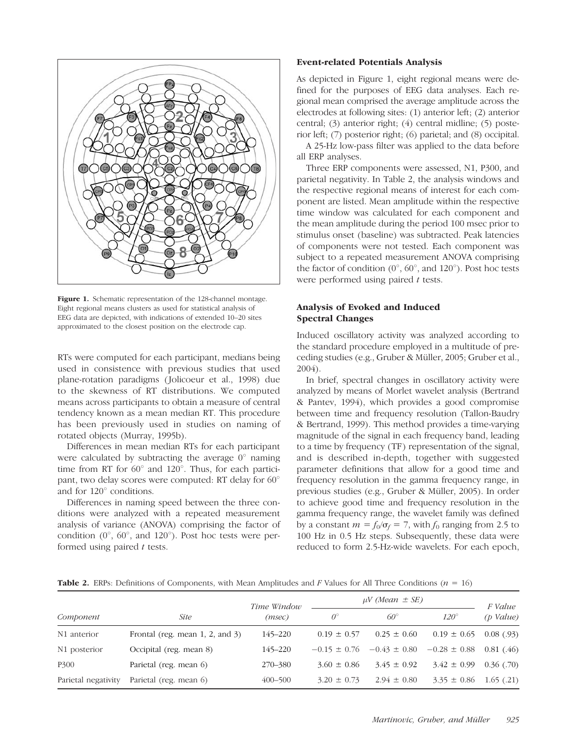**Figure 1.** Schematic representation of the 128-channel montage. Eight regional means clusters as used for statistical analysis of EEG data are depicted, with indications of extended 10–20 sites approximated to the closest position on the electrode cap.

RTs were computed for each participant, medians being used in consistence with previous studies that used plane-rotation paradigms (Jolicoeur et al., 1998) due to the skewness of RT distributions. We computed means across participants to obtain a measure of central tendency known as a mean median RT. This procedure has been previously used in studies on naming of rotated objects (Murray, 1995b).

Differences in mean median RTs for each participant were calculated by subtracting the average 0° naming time from RT for 60° and 120°. Thus, for each participant, two delay scores were computed: RT delay for 60° and for 120° conditions.

Differences in naming speed between the three conditions were analyzed with a repeated measurement analysis of variance (ANOVA) comprising the factor of condition (0°, 60°, and 120°). Post hoc tests were performed using paired *t* tests.

### Event-related Potentials Analysis

As depicted in Figure 1, eight regional means were defined for the purposes of EEG data analyses. Each regional mean comprised the average amplitude across the electrodes at following sites: (1) anterior left; (2) anterior central; (3) anterior right; (4) central midline; (5) posterior left; (7) posterior right; (6) parietal; and (8) occipital.

A 25-Hz low-pass filter was applied to the data before all ERP analyses.

Three ERP components were assessed, N1, P300, and parietal negativity. In Table 2, the analysis windows and the respective regional means of interest for each component are listed. Mean amplitude within the respective time window was calculated for each component and the mean amplitude during the period 100 msec prior to stimulus onset (baseline) was subtracted. Peak latencies of components were not tested. Each component was subject to a repeated measurement ANOVA comprising the factor of condition (0°, 60°, and 120°). Post hoc tests were performed using paired *t* tests.

### Analysis of Evoked and Induced Spectral Changes

Induced oscillatory activity was analyzed according to the standard procedure employed in a multitude of preceding studies (e.g., Gruber & Müller, 2005; Gruber et al., 2004).

In brief, spectral changes in oscillatory activity were analyzed by means of Morlet wavelet analysis (Bertrand & Pantev, 1994), which provides a good compromise between time and frequency resolution (Tallon-Baudry & Bertrand, 1999). This method provides a time-varying magnitude of the signal in each frequency band, leading to a time by frequency (TF) representation of the signal, and is described in-depth, together with suggested parameter definitions that allow for a good time and frequency resolution in the gamma frequency range, in previous studies (e.g., Gruber & Müller, 2005). In order to achieve good time and frequency resolution in the gamma frequency range, the wavelet family was defined by a constant $m = f_0/\sigma_f = 7$, with $f_0$ ranging from 2.5 to 100 Hz in 0.5 Hz steps. Subsequently, these data were reduced to form 2.5-Hz-wide wavelets. For each epoch,

**Table 2.** ERPs: Definitions of Components, with Mean Amplitudes and *F* Values for All Three Conditions ($n = 16$)

| Component | Site | Time Window (msec) | μV (Mean ± SE) 0° | 60° | 120° | F Value (p Value) |
|---|---|---|---|---|---|---|
| N1 anterior | Frontal (reg. mean 1, 2, and 3) | 145–220 | 0.19 ± 0.57 | 0.25 ± 0.60 | 0.19 ± 0.65 | 0.08 (.93) |
| N1 posterior | Occipital (reg. mean 8) | 145–220 | −0.15 ± 0.76 | −0.43 ± 0.80 | −0.28 ± 0.88 | 0.81 (.46) |
| P300 | Parietal (reg. mean 6) | 270–380 | 3.60 ± 0.86 | 3.45 ± 0.92 | 3.42 ± 0.99 | 0.36 (.70) |
| Parietal negativity | Parietal (reg. mean 6) | 400–500 | 3.20 ± 0.73 | 2.94 ± 0.80 | 3.35 ± 0.86 | 1.65 (.21) |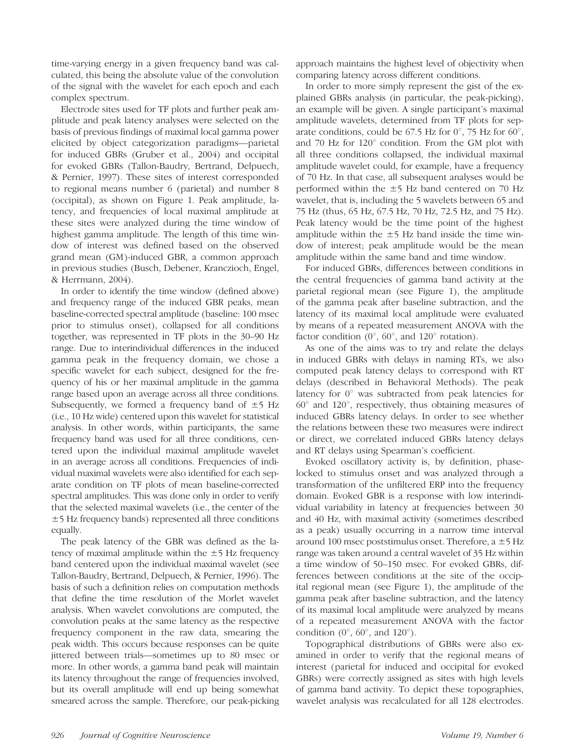time-varying energy in a given frequency band was calculated, this being the absolute value of the convolution of the signal with the wavelet for each epoch and each complex spectrum.

Electrode sites used for TF plots and further peak amplitude and peak latency analyses were selected on the basis of previous findings of maximal local gamma power elicited by object categorization paradigms—parietal for induced GBRs (Gruber et al., 2004) and occipital for evoked GBRs (Tallon-Baudry, Bertrand, Delpuech, & Pernier, 1997). These sites of interest corresponded to regional means number 6 (parietal) and number 8 (occipital), as shown on Figure 1. Peak amplitude, latency, and frequencies of local maximal amplitude at these sites were analyzed during the time window of highest gamma amplitude. The length of this time window of interest was defined based on the observed grand mean (GM)-induced GBR, a common approach in previous studies (Busch, Debener, Kranczioch, Engel, & Herrmann, 2004).

In order to identify the time window (defined above) and frequency range of the induced GBR peaks, mean baseline-corrected spectral amplitude (baseline: 100 msec prior to stimulus onset), collapsed for all conditions together, was represented in TF plots in the 30–90 Hz range. Due to interindividual differences in the induced gamma peak in the frequency domain, we chose a specific wavelet for each subject, designed for the frequency of his or her maximal amplitude in the gamma range based upon an average across all three conditions. Subsequently, we formed a frequency band of ±5 Hz (i.e., 10 Hz wide) centered upon this wavelet for statistical analysis. In other words, within participants, the same frequency band was used for all three conditions, centered upon the individual maximal amplitude wavelet in an average across all conditions. Frequencies of individual maximal wavelets were also identified for each separate condition on TF plots of mean baseline-corrected spectral amplitudes. This was done only in order to verify that the selected maximal wavelets (i.e., the center of the ±5 Hz frequency bands) represented all three conditions equally.

The peak latency of the GBR was defined as the latency of maximal amplitude within the ±5 Hz frequency band centered upon the individual maximal wavelet (see Tallon-Baudry, Bertrand, Delpuech, & Pernier, 1996). The basis of such a definition relies on computation methods that define the time resolution of the Morlet wavelet analysis. When wavelet convolutions are computed, the convolution peaks at the same latency as the respective frequency component in the raw data, smearing the peak width. This occurs because responses can be quite jittered between trials—sometimes up to 80 msec or more. In other words, a gamma band peak will maintain its latency throughout the range of frequencies involved, but its overall amplitude will end up being somewhat smeared across the sample. Therefore, our peak-picking approach maintains the highest level of objectivity when comparing latency across different conditions.

In order to more simply represent the gist of the explained GBRs analysis (in particular, the peak-picking), an example will be given. A single participant's maximal amplitude wavelets, determined from TF plots for separate conditions, could be 67.5 Hz for 0°, 75 Hz for 60°, and 70 Hz for 120° condition. From the GM plot with all three conditions collapsed, the individual maximal amplitude wavelet could, for example, have a frequency of 70 Hz. In that case, all subsequent analyses would be performed within the ±5 Hz band centered on 70 Hz wavelet, that is, including the 5 wavelets between 65 and 75 Hz (thus, 65 Hz, 67.5 Hz, 70 Hz, 72.5 Hz, and 75 Hz). Peak latency would be the time point of the highest amplitude within the ±5 Hz band inside the time window of interest; peak amplitude would be the mean amplitude within the same band and time window.

For induced GBRs, differences between conditions in the central frequencies of gamma band activity at the parietal regional mean (see Figure 1), the amplitude of the gamma peak after baseline subtraction, and the latency of its maximal local amplitude were evaluated by means of a repeated measurement ANOVA with the factor condition (0°, 60°, and 120° rotation).

As one of the aims was to try and relate the delays in induced GBRs with delays in naming RTs, we also computed peak latency delays to correspond with RT delays (described in Behavioral Methods). The peak latency for 0° was subtracted from peak latencies for 60° and 120°, respectively, thus obtaining measures of induced GBRs latency delays. In order to see whether the relations between these two measures were indirect or direct, we correlated induced GBRs latency delays and RT delays using Spearman's coefficient.

Evoked oscillatory activity is, by definition, phase-locked to stimulus onset and was analyzed through a transformation of the unfiltered ERP into the frequency domain. Evoked GBR is a response with low interindividual variability in latency at frequencies between 30 and 40 Hz, with maximal activity (sometimes described as a peak) usually occurring in a narrow time interval around 100 msec poststimulus onset. Therefore, a ±5 Hz range was taken around a central wavelet of 35 Hz within a time window of 50–150 msec. For evoked GBRs, differences between conditions at the site of the occipital regional mean (see Figure 1), the amplitude of the gamma peak after baseline subtraction, and the latency of its maximal local amplitude were analyzed by means of a repeated measurement ANOVA with the factor condition (0°, 60°, and 120°).

Topographical distributions of GBRs were also examined in order to verify that the regional means of interest (parietal for induced and occipital for evoked GBRs) were correctly assigned as sites with high levels of gamma band activity. To depict these topographies, wavelet analysis was recalculated for all 128 electrodes.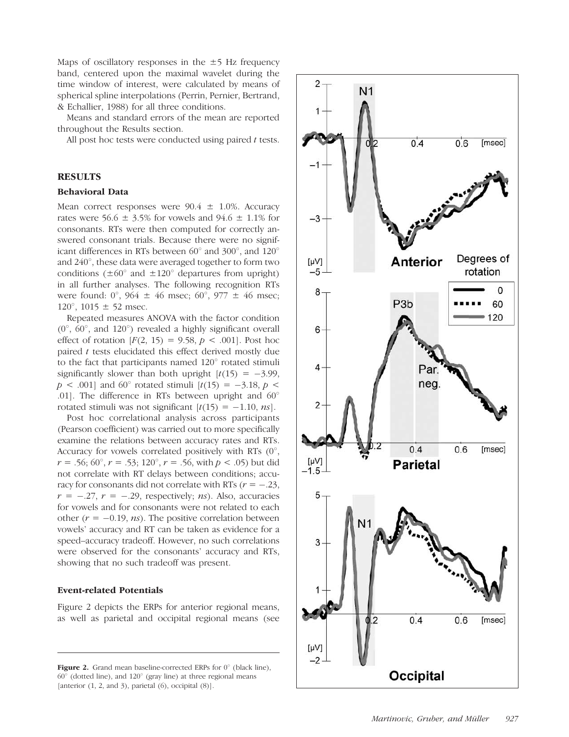Maps of oscillatory responses in the ±5 Hz frequency band, centered upon the maximal wavelet during the time window of interest, were calculated by means of spherical spline interpolations (Perrin, Pernier, Bertrand, & Echallier, 1988) for all three conditions.

Means and standard errors of the mean are reported throughout the Results section.

All post hoc tests were conducted using paired *t* tests.

## RESULTS

### Behavioral Data

Mean correct responses were 90.4 ± 1.0%. Accuracy rates were 56.6 ± 3.5% for vowels and 94.6 ± 1.1% for consonants. RTs were then computed for correctly answered consonant trials. Because there were no significant differences in RTs between 60° and 300°, and 120° and 240°, these data were averaged together to form two conditions (±60° and ±120° departures from upright) in all further analyses. The following recognition RTs were found: 0°, 964 ± 46 msec; 60°, 977 ± 46 msec; 120°, 1015 ± 52 msec.

Repeated measures ANOVA with the factor condition (0°, 60°, and 120°) revealed a highly significant overall effect of rotation [$F(2, 15) = 9.58$, $p < .001$]. Post hoc paired *t* tests elucidated this effect derived mostly due to the fact that participants named 120° rotated stimuli significantly slower than both upright [$t(15) = -3.99$, $p < .001$] and 60° rotated stimuli [$t(15) = -3.18$, $p < .01$]. The difference in RTs between upright and 60° rotated stimuli was not significant [$t(15) = -1.10$, *ns*].

Post hoc correlational analysis across participants (Pearson coefficient) was carried out to more specifically examine the relations between accuracy rates and RTs. Accuracy for vowels correlated positively with RTs (0°, $r = .56$; 60°, $r = .53$; 120°, $r = .56$, with $p < .05$) but did not correlate with RT delays between conditions; accuracy for consonants did not correlate with RTs ($r = -.23$, $r = -.27$, $r = -.29$, respectively; *ns*). Also, accuracies for vowels and for consonants were not related to each other ($r = -0.19$, *ns*). The positive correlation between vowels' accuracy and RT can be taken as evidence for a speed–accuracy tradeoff. However, no such correlations were observed for the consonants' accuracy and RTs, showing that no such tradeoff was present.

### Event-related Potentials

Figure 2 depicts the ERPs for anterior regional means, as well as parietal and occipital regional means (see

**Figure 2.** Grand mean baseline-corrected ERPs for 0° (black line), 60° (dotted line), and 120° (gray line) at three regional means [anterior (1, 2, and 3), parietal (6), occipital (8)].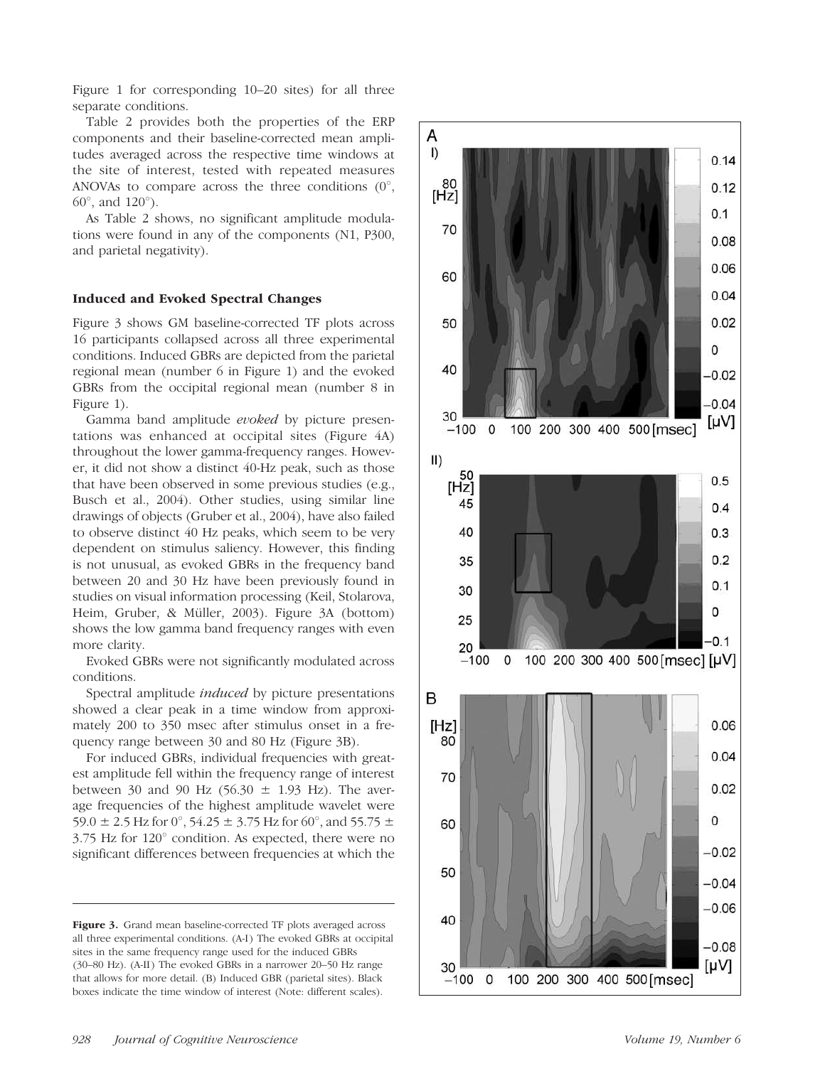Figure 1 for corresponding 10–20 sites) for all three separate conditions.

Table 2 provides both the properties of the ERP components and their baseline-corrected mean amplitudes averaged across the respective time windows at the site of interest, tested with repeated measures ANOVAs to compare across the three conditions (0°, 60°, and 120°).

As Table 2 shows, no significant amplitude modulations were found in any of the components (N1, P300, and parietal negativity).

### Induced and Evoked Spectral Changes

Figure 3 shows GM baseline-corrected TF plots across 16 participants collapsed across all three experimental conditions. Induced GBRs are depicted from the parietal regional mean (number 6 in Figure 1) and the evoked GBRs from the occipital regional mean (number 8 in Figure 1).

Gamma band amplitude *evoked* by picture presentations was enhanced at occipital sites (Figure 4A) throughout the lower gamma-frequency ranges. However, it did not show a distinct 40-Hz peak, such as those that have been observed in some previous studies (e.g., Busch et al., 2004). Other studies, using similar line drawings of objects (Gruber et al., 2004), have also failed to observe distinct 40 Hz peaks, which seem to be very dependent on stimulus saliency. However, this finding is not unusual, as evoked GBRs in the frequency band between 20 and 30 Hz have been previously found in studies on visual information processing (Keil, Stolarova, Heim, Gruber, & Müller, 2003). Figure 3A (bottom) shows the low gamma band frequency ranges with even more clarity.

Evoked GBRs were not significantly modulated across conditions.

Spectral amplitude *induced* by picture presentations showed a clear peak in a time window from approximately 200 to 350 msec after stimulus onset in a frequency range between 30 and 80 Hz (Figure 3B).

For induced GBRs, individual frequencies with greatest amplitude fell within the frequency range of interest between 30 and 90 Hz (56.30 ± 1.93 Hz). The average frequencies of the highest amplitude wavelet were 59.0 ± 2.5 Hz for 0°, 54.25 ± 3.75 Hz for 60°, and 55.75 ± 3.75 Hz for 120° condition. As expected, there were no significant differences between frequencies at which the

**Figure 3.** Grand mean baseline-corrected TF plots averaged across all three experimental conditions. (A-I) The evoked GBRs at occipital sites in the same frequency range used for the induced GBRs (30–80 Hz). (A-II) The evoked GBRs in a narrower 20–50 Hz range that allows for more detail. (B) Induced GBR (parietal sites). Black boxes indicate the time window of interest (Note: different scales).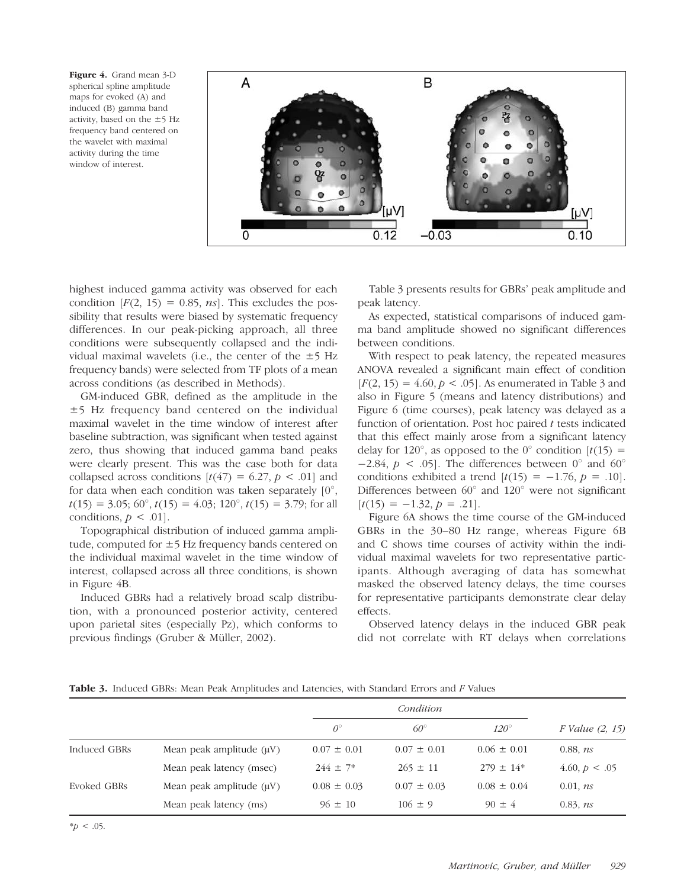**Figure 4.** Grand mean 3-D spherical spline amplitude maps for evoked (A) and induced (B) gamma band activity, based on the ±5 Hz frequency band centered on the wavelet with maximal activity during the time window of interest.

highest induced gamma activity was observed for each condition [$F(2, 15) = 0.85$, *ns*]. This excludes the possibility that results were biased by systematic frequency differences. In our peak-picking approach, all three conditions were subsequently collapsed and the individual maximal wavelets (i.e., the center of the ±5 Hz frequency bands) were selected from TF plots of a mean across conditions (as described in Methods).

GM-induced GBR, defined as the amplitude in the ±5 Hz frequency band centered on the individual maximal wavelet in the time window of interest after baseline subtraction, was significant when tested against zero, thus showing that induced gamma band peaks were clearly present. This was the case both for data collapsed across conditions [$t(47) = 6.27$, $p < .01$] and for data when each condition was taken separately [0°, $t(15) = 3.05$; 60°, $t(15) = 4.03$; 120°, $t(15) = 3.79$; for all conditions, $p < .01$].

Topographical distribution of induced gamma amplitude, computed for ±5 Hz frequency bands centered on the individual maximal wavelet in the time window of interest, collapsed across all three conditions, is shown in Figure 4B.

Induced GBRs had a relatively broad scalp distribution, with a pronounced posterior activity, centered upon parietal sites (especially Pz), which conforms to previous findings (Gruber & Müller, 2002).

Table 3 presents results for GBRs' peak amplitude and peak latency.

As expected, statistical comparisons of induced gamma band amplitude showed no significant differences between conditions.

With respect to peak latency, the repeated measures ANOVA revealed a significant main effect of condition [$F(2, 15) = 4.60$, $p < .05$]. As enumerated in Table 3 and also in Figure 5 (means and latency distributions) and Figure 6 (time courses), peak latency was delayed as a function of orientation. Post hoc paired *t* tests indicated that this effect mainly arose from a significant latency delay for 120°, as opposed to the 0° condition [$t(15) = -2.84$, $p < .05$]. The differences between 0° and 60° conditions exhibited a trend [$t(15) = -1.76$, $p = .10$]. Differences between 60° and 120° were not significant [$t(15) = -1.32$, $p = .21$].

Figure 6A shows the time course of the GM-induced GBRs in the 30–80 Hz range, whereas Figure 6B and C shows time courses of activity within the individual maximal wavelets for two representative participants. Although averaging of data has somewhat masked the observed latency delays, the time courses for representative participants demonstrate clear delay effects.

Observed latency delays in the induced GBR peak did not correlate with RT delays when correlations

**Table 3.** Induced GBRs: Mean Peak Amplitudes and Latencies, with Standard Errors and *F* Values

| | | *Condition* | | | |
|---|---|---|---|---|---|
| | | *0°* | *60°* | *120°* | *F Value (2, 15)* |
| Induced GBRs | Mean peak amplitude (μV) | 0.07 ± 0.01 | 0.07 ± 0.01 | 0.06 ± 0.01 | 0.88, *ns* |
| | Mean peak latency (msec) | 244 ± 7* | 265 ± 11 | 279 ± 14* | 4.60, $p < .05$ |
| Evoked GBRs | Mean peak amplitude (μV) | 0.08 ± 0.03 | 0.07 ± 0.03 | 0.08 ± 0.04 | 0.01, *ns* |
| | Mean peak latency (ms) | 96 ± 10 | 106 ± 9 | 90 ± 4 | 0.83, *ns* |

*$p < .05$.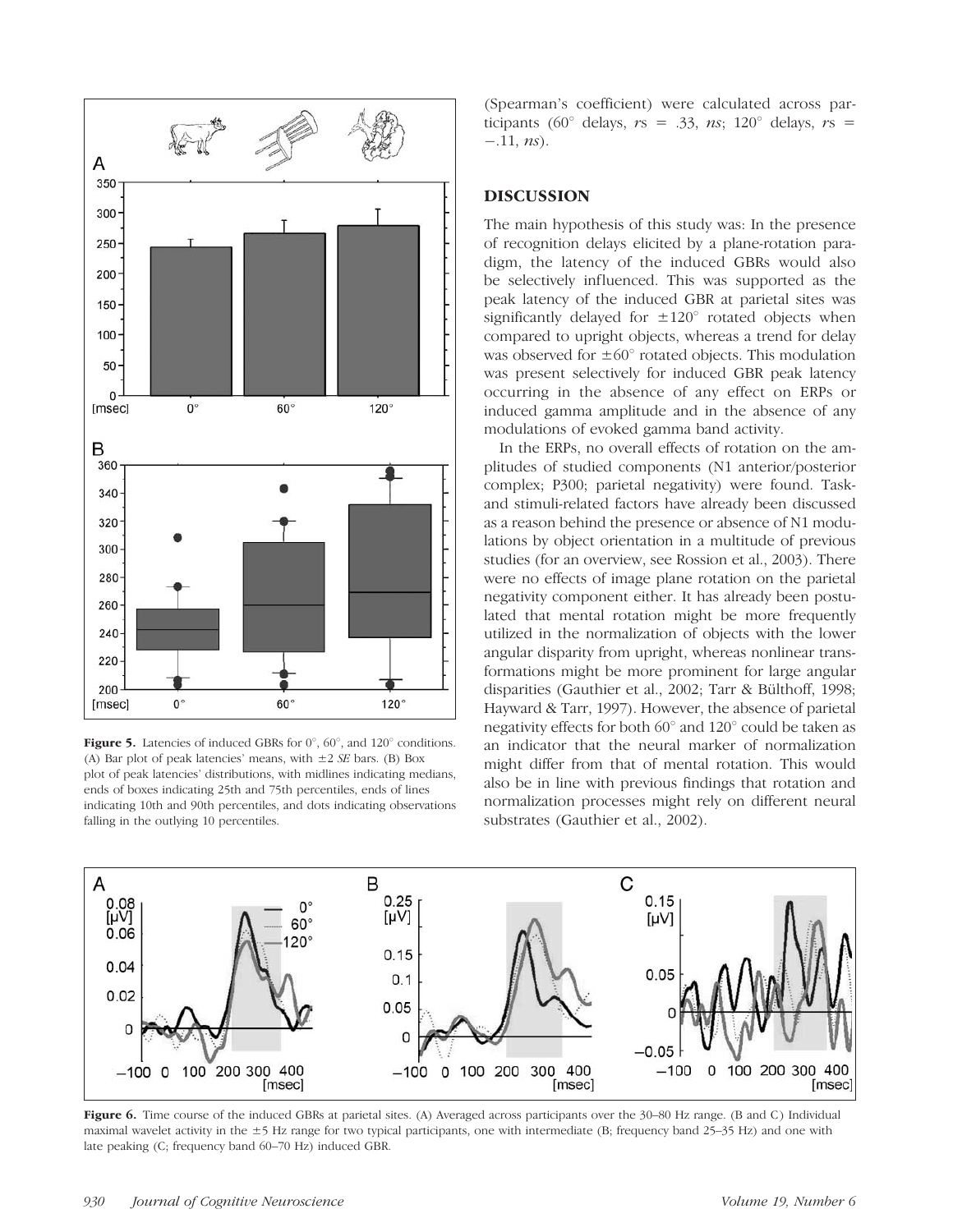Figure 5. Latencies of induced GBRs for 0°, 60°, and 120° conditions. (A) Bar plot of peak latencies' means, with ±2 *SE* bars. (B) Box plot of peak latencies' distributions, with midlines indicating medians, ends of boxes indicating 25th and 75th percentiles, ends of lines indicating 10th and 90th percentiles, and dots indicating observations falling in the outlying 10 percentiles.

(Spearman's coefficient) were calculated across participants (60° delays, *r*s = .33, *ns*; 120° delays, *r*s = −.11, *ns*).

## DISCUSSION

The main hypothesis of this study was: In the presence of recognition delays elicited by a plane-rotation paradigm, the latency of the induced GBRs would also be selectively influenced. This was supported as the peak latency of the induced GBR at parietal sites was significantly delayed for ±120° rotated objects when compared to upright objects, whereas a trend for delay was observed for ±60° rotated objects. This modulation was present selectively for induced GBR peak latency occurring in the absence of any effect on ERPs or induced gamma amplitude and in the absence of any modulations of evoked gamma band activity.

In the ERPs, no overall effects of rotation on the amplitudes of studied components (N1 anterior/posterior complex; P300; parietal negativity) were found. Task- and stimuli-related factors have already been discussed as a reason behind the presence or absence of N1 modulations by object orientation in a multitude of previous studies (for an overview, see Rossion et al., 2003). There were no effects of image plane rotation on the parietal negativity component either. It has already been postulated that mental rotation might be more frequently utilized in the normalization of objects with the lower angular disparity from upright, whereas nonlinear transformations might be more prominent for large angular disparities (Gauthier et al., 2002; Tarr & Bülthoff, 1998; Hayward & Tarr, 1997). However, the absence of parietal negativity effects for both 60° and 120° could be taken as an indicator that the neural marker of normalization might differ from that of mental rotation. This would also be in line with previous findings that rotation and normalization processes might rely on different neural substrates (Gauthier et al., 2002).

Figure 6. Time course of the induced GBRs at parietal sites. (A) Averaged across participants over the 30–80 Hz range. (B and C) Individual maximal wavelet activity in the ±5 Hz range for two typical participants, one with intermediate (B; frequency band 25–35 Hz) and one with late peaking (C; frequency band 60–70 Hz) induced GBR.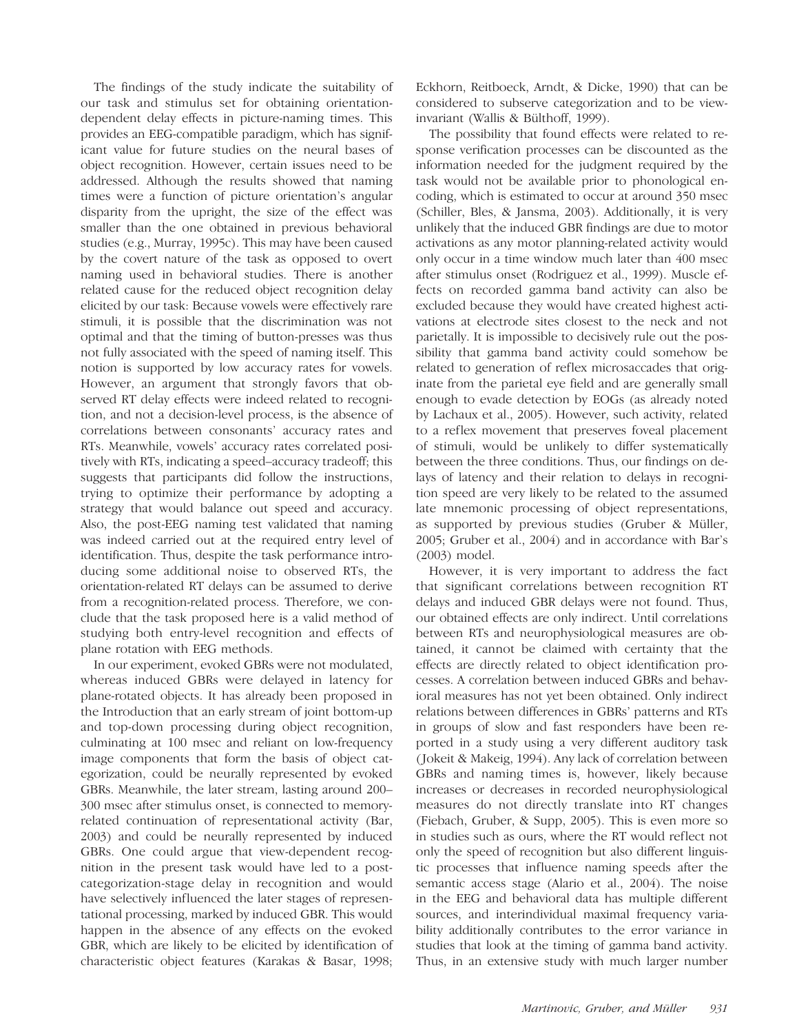The findings of the study indicate the suitability of our task and stimulus set for obtaining orientation-dependent delay effects in picture-naming times. This provides an EEG-compatible paradigm, which has significant value for future studies on the neural bases of object recognition. However, certain issues need to be addressed. Although the results showed that naming times were a function of picture orientation's angular disparity from the upright, the size of the effect was smaller than the one obtained in previous behavioral studies (e.g., Murray, 1995c). This may have been caused by the covert nature of the task as opposed to overt naming used in behavioral studies. There is another related cause for the reduced object recognition delay elicited by our task: Because vowels were effectively rare stimuli, it is possible that the discrimination was not optimal and that the timing of button-presses was thus not fully associated with the speed of naming itself. This notion is supported by low accuracy rates for vowels. However, an argument that strongly favors that observed RT delay effects were indeed related to recognition, and not a decision-level process, is the absence of correlations between consonants' accuracy rates and RTs. Meanwhile, vowels' accuracy rates correlated positively with RTs, indicating a speed–accuracy tradeoff; this suggests that participants did follow the instructions, trying to optimize their performance by adopting a strategy that would balance out speed and accuracy. Also, the post-EEG naming test validated that naming was indeed carried out at the required entry level of identification. Thus, despite the task performance introducing some additional noise to observed RTs, the orientation-related RT delays can be assumed to derive from a recognition-related process. Therefore, we conclude that the task proposed here is a valid method of studying both entry-level recognition and effects of plane rotation with EEG methods.

In our experiment, evoked GBRs were not modulated, whereas induced GBRs were delayed in latency for plane-rotated objects. It has already been proposed in the Introduction that an early stream of joint bottom-up and top-down processing during object recognition, culminating at 100 msec and reliant on low-frequency image components that form the basis of object categorization, could be neurally represented by evoked GBRs. Meanwhile, the later stream, lasting around 200–300 msec after stimulus onset, is connected to memory-related continuation of representational activity (Bar, 2003) and could be neurally represented by induced GBRs. One could argue that view-dependent recognition in the present task would have led to a post-categorization-stage delay in recognition and would have selectively influenced the later stages of representational processing, marked by induced GBR. This would happen in the absence of any effects on the evoked GBR, which are likely to be elicited by identification of characteristic object features (Karakas & Basar, 1998; Eckhorn, Reitboeck, Arndt, & Dicke, 1990) that can be considered to subserve categorization and to be view-invariant (Wallis & Bülthoff, 1999).

The possibility that found effects were related to response verification processes can be discounted as the information needed for the judgment required by the task would not be available prior to phonological encoding, which is estimated to occur at around 350 msec (Schiller, Bles, & Jansma, 2003). Additionally, it is very unlikely that the induced GBR findings are due to motor activations as any motor planning-related activity would only occur in a time window much later than 400 msec after stimulus onset (Rodriguez et al., 1999). Muscle effects on recorded gamma band activity can also be excluded because they would have created highest activations at electrode sites closest to the neck and not parietally. It is impossible to decisively rule out the possibility that gamma band activity could somehow be related to generation of reflex microsaccades that originate from the parietal eye field and are generally small enough to evade detection by EOGs (as already noted by Lachaux et al., 2005). However, such activity, related to a reflex movement that preserves foveal placement of stimuli, would be unlikely to differ systematically between the three conditions. Thus, our findings on delays of latency and their relation to delays in recognition speed are very likely to be related to the assumed late mnemonic processing of object representations, as supported by previous studies (Gruber & Müller, 2005; Gruber et al., 2004) and in accordance with Bar's (2003) model.

However, it is very important to address the fact that significant correlations between recognition RT delays and induced GBR delays were not found. Thus, our obtained effects are only indirect. Until correlations between RTs and neurophysiological measures are obtained, it cannot be claimed with certainty that the effects are directly related to object identification processes. A correlation between induced GBRs and behavioral measures has not yet been obtained. Only indirect relations between differences in GBRs' patterns and RTs in groups of slow and fast responders have been reported in a study using a very different auditory task (Jokeit & Makeig, 1994). Any lack of correlation between GBRs and naming times is, however, likely because increases or decreases in recorded neurophysiological measures do not directly translate into RT changes (Fiebach, Gruber, & Supp, 2005). This is even more so in studies such as ours, where the RT would reflect not only the speed of recognition but also different linguistic processes that influence naming speeds after the semantic access stage (Alario et al., 2004). The noise in the EEG and behavioral data has multiple different sources, and interindividual maximal frequency variability additionally contributes to the error variance in studies that look at the timing of gamma band activity. Thus, in an extensive study with much larger number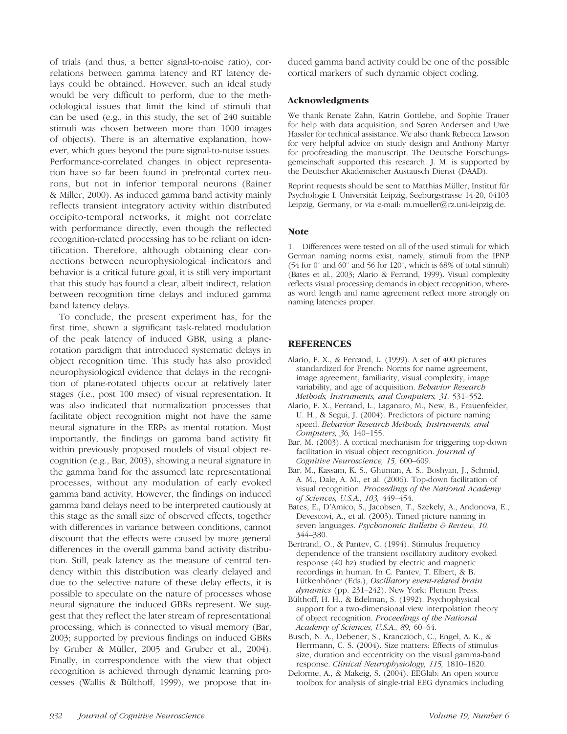of trials (and thus, a better signal-to-noise ratio), correlations between gamma latency and RT latency delays could be obtained. However, such an ideal study would be very difficult to perform, due to the methodological issues that limit the kind of stimuli that can be used (e.g., in this study, the set of 240 suitable stimuli was chosen between more than 1000 images of objects). There is an alternative explanation, however, which goes beyond the pure signal-to-noise issues. Performance-correlated changes in object representation have so far been found in prefrontal cortex neurons, but not in inferior temporal neurons (Rainer & Miller, 2000). As induced gamma band activity mainly reflects transient integratory activity within distributed occipito-temporal networks, it might not correlate with performance directly, even though the reflected recognition-related processing has to be reliant on identification. Therefore, although obtaining clear connections between neurophysiological indicators and behavior is a critical future goal, it is still very important that this study has found a clear, albeit indirect, relation between recognition time delays and induced gamma band latency delays.

To conclude, the present experiment has, for the first time, shown a significant task-related modulation of the peak latency of induced GBR, using a plane-rotation paradigm that introduced systematic delays in object recognition time. This study has also provided neurophysiological evidence that delays in the recognition of plane-rotated objects occur at relatively later stages (i.e., post 100 msec) of visual representation. It was also indicated that normalization processes that facilitate object recognition might not have the same neural signature in the ERPs as mental rotation. Most importantly, the findings on gamma band activity fit within previously proposed models of visual object recognition (e.g., Bar, 2003), showing a neural signature in the gamma band for the assumed late representational processes, without any modulation of early evoked gamma band activity. However, the findings on induced gamma band delays need to be interpreted cautiously at this stage as the small size of observed effects, together with differences in variance between conditions, cannot discount that the effects were caused by more general differences in the overall gamma band activity distribution. Still, peak latency as the measure of central tendency within this distribution was clearly delayed and due to the selective nature of these delay effects, it is possible to speculate on the nature of processes whose neural signature the induced GBRs represent. We suggest that they reflect the later stream of representational processing, which is connected to visual memory (Bar, 2003; supported by previous findings on induced GBRs by Gruber & Müller, 2005 and Gruber et al., 2004). Finally, in correspondence with the view that object recognition is achieved through dynamic learning processes (Wallis & Bülthoff, 1999), we propose that induced gamma band activity could be one of the possible cortical markers of such dynamic object coding.

### Acknowledgments

We thank Renate Zahn, Katrin Gottlebe, and Sophie Trauer for help with data acquisition, and Søren Andersen and Uwe Hassler for technical assistance. We also thank Rebecca Lawson for very helpful advice on study design and Anthony Martyr for proofreading the manuscript. The Deutsche Forschungsgemeinschaft supported this research. J. M. is supported by the Deutscher Akademischer Austausch Dienst (DAAD).

Reprint requests should be sent to Matthias Müller, Institut für Psychologie I, Universität Leipzig, Seeburgstrasse 14-20, 04103 Leipzig, Germany, or via e-mail: m.mueller@rz.uni-leipzig.de.

### Note

1. Differences were tested on all of the used stimuli for which German naming norms exist, namely, stimuli from the IPNP (54 for 0° and 60° and 56 for 120°, which is 68% of total stimuli) (Bates et al., 2003; Alario & Ferrand, 1999). Visual complexity reflects visual processing demands in object recognition, whereas word length and name agreement reflect more strongly on naming latencies proper.

## REFERENCES

Alario, F. X., & Ferrand, L. (1999). A set of 400 pictures standardized for French: Norms for name agreement, image agreement, familiarity, visual complexity, image variability, and age of acquisition. *Behavior Research Methods, Instruments, and Computers, 31,* 531–552.

Alario, F. X., Ferrand, L., Laganaro, M., New, B., Frauenfelder, U. H., & Segui, J. (2004). Predictors of picture naming speed. *Behavior Research Methods, Instruments, and Computers, 36,* 140–155.

Bar, M. (2003). A cortical mechanism for triggering top-down facilitation in visual object recognition. *Journal of Cognitive Neuroscience, 15,* 600–609.

Bar, M., Kassam, K. S., Ghuman, A. S., Boshyan, J., Schmid, A. M., Dale, A. M., et al. (2006). Top-down facilitation of visual recognition. *Proceedings of the National Academy of Sciences, U.S.A., 103,* 449–454.

Bates, E., D'Amico, S., Jacobsen, T., Szekely, A., Andonova, E., Devescovi, A., et al. (2003). Timed picture naming in seven languages. *Psychonomic Bulletin & Review, 10,* 344–380.

Bertrand, O., & Pantev, C. (1994). Stimulus frequency dependence of the transient oscillatory auditory evoked response (40 hz) studied by electric and magnetic recordings in human. In C. Pantev, T. Elbert, & B. Lütkenhöner (Eds.), *Oscillatory event-related brain dynamics* (pp. 231–242). New York: Plenum Press.

Bülthoff, H. H., & Edelman, S. (1992). Psychophysical support for a two-dimensional view interpolation theory of object recognition. *Proceedings of the National Academy of Sciences, U.S.A., 89,* 60–64.

Busch, N. A., Debener, S., Kranczioch, C., Engel, A. K., & Herrmann, C. S. (2004). Size matters: Effects of stimulus size, duration and eccentricity on the visual gamma-band response. *Clinical Neurophysiology, 115,* 1810–1820.

Delorme, A., & Makeig, S. (2004). EEGlab: An open source toolbox for analysis of single-trial EEG dynamics including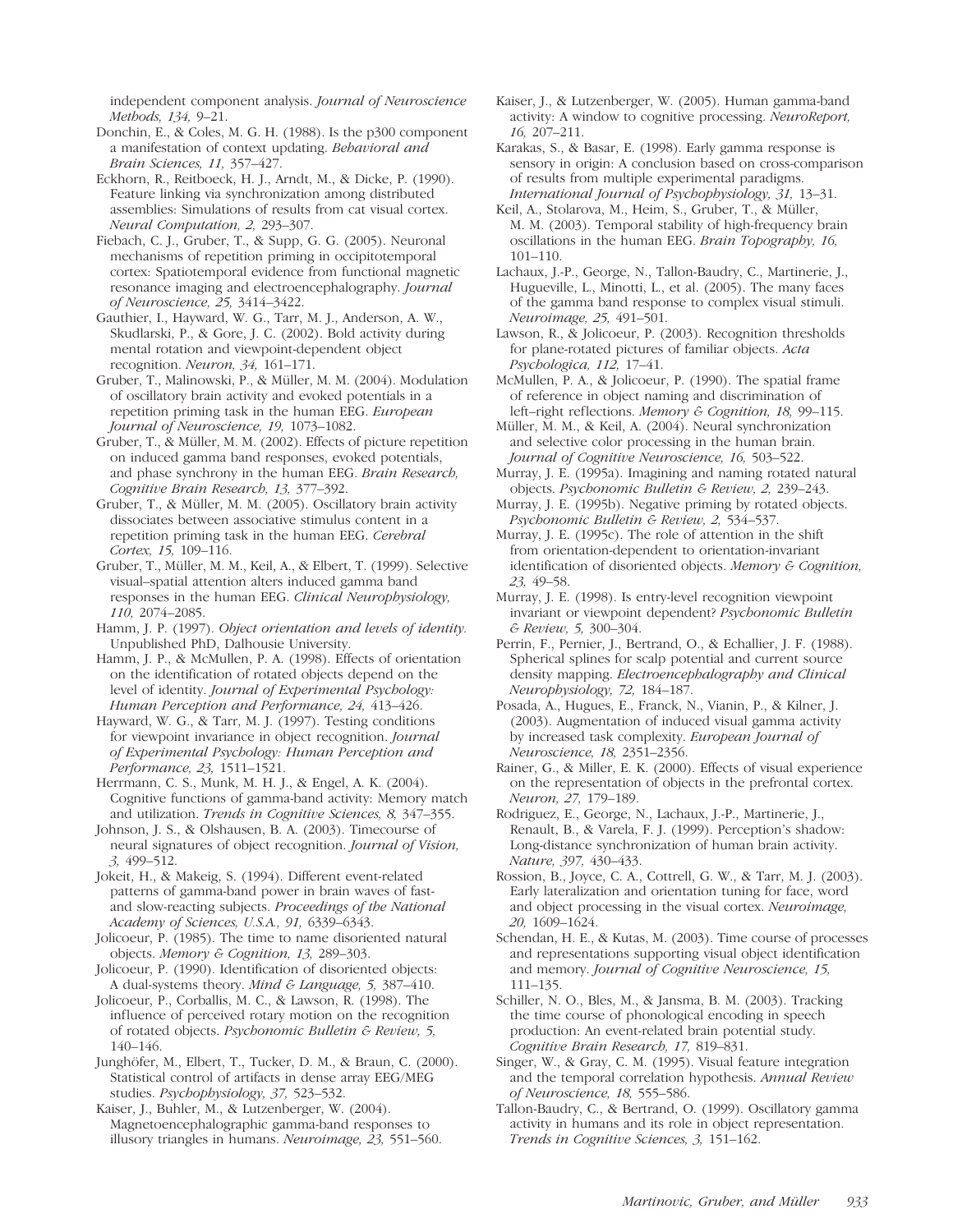independent component analysis. *Journal of Neuroscience Methods, 134,* 9–21.

Donchin, E., & Coles, M. G. H. (1988). Is the p300 component a manifestation of context updating. *Behavioral and Brain Sciences, 11,* 357–427.

Eckhorn, R., Reitboeck, H. J., Arndt, M., & Dicke, P. (1990). Feature linking via synchronization among distributed assemblies: Simulations of results from cat visual cortex. *Neural Computation, 2,* 293–307.

Fiebach, C. J., Gruber, T., & Supp, G. G. (2005). Neuronal mechanisms of repetition priming in occipitotemporal cortex: Spatiotemporal evidence from functional magnetic resonance imaging and electroencephalography. *Journal of Neuroscience, 25,* 3414–3422.

Gauthier, I., Hayward, W. G., Tarr, M. J., Anderson, A. W., Skudlarski, P., & Gore, J. C. (2002). Bold activity during mental rotation and viewpoint-dependent object recognition. *Neuron, 34,* 161–171.

Gruber, T., Malinowski, P., & Müller, M. M. (2004). Modulation of oscillatory brain activity and evoked potentials in a repetition priming task in the human EEG. *European Journal of Neuroscience, 19,* 1073–1082.

Gruber, T., & Müller, M. M. (2002). Effects of picture repetition on induced gamma band responses, evoked potentials, and phase synchrony in the human EEG. *Brain Research, Cognitive Brain Research, 13,* 377–392.

Gruber, T., & Müller, M. M. (2005). Oscillatory brain activity dissociates between associative stimulus content in a repetition priming task in the human EEG. *Cerebral Cortex, 15,* 109–116.

Gruber, T., Müller, M. M., Keil, A., & Elbert, T. (1999). Selective visual–spatial attention alters induced gamma band responses in the human EEG. *Clinical Neurophysiology, 110,* 2074–2085.

Hamm, J. P. (1997). *Object orientation and levels of identity.* Unpublished PhD, Dalhousie University.

Hamm, J. P., & McMullen, P. A. (1998). Effects of orientation on the identification of rotated objects depend on the level of identity. *Journal of Experimental Psychology: Human Perception and Performance, 24,* 413–426.

Hayward, W. G., & Tarr, M. J. (1997). Testing conditions for viewpoint invariance in object recognition. *Journal of Experimental Psychology: Human Perception and Performance, 23,* 1511–1521.

Herrmann, C. S., Munk, M. H. J., & Engel, A. K. (2004). Cognitive functions of gamma-band activity: Memory match and utilization. *Trends in Cognitive Sciences, 8,* 347–355.

Johnson, J. S., & Olshausen, B. A. (2003). Timecourse of neural signatures of object recognition. *Journal of Vision, 3,* 499–512.

Jokeit, H., & Makeig, S. (1994). Different event-related patterns of gamma-band power in brain waves of fast- and slow-reacting subjects. *Proceedings of the National Academy of Sciences, U.S.A., 91,* 6339–6343.

Jolicoeur, P. (1985). The time to name disoriented natural objects. *Memory & Cognition, 13,* 289–303.

Jolicoeur, P. (1990). Identification of disoriented objects: A dual-systems theory. *Mind & Language, 5,* 387–410.

Jolicoeur, P., Corballis, M. C., & Lawson, R. (1998). The influence of perceived rotary motion on the recognition of rotated objects. *Psychonomic Bulletin & Review, 5,* 140–146.

Junghöfer, M., Elbert, T., Tucker, D. M., & Braun, C. (2000). Statistical control of artifacts in dense array EEG/MEG studies. *Psychophysiology, 37,* 523–532.

Kaiser, J., Buhler, M., & Lutzenberger, W. (2004). Magnetoencephalographic gamma-band responses to illusory triangles in humans. *Neuroimage, 23,* 551–560.

Kaiser, J., & Lutzenberger, W. (2005). Human gamma-band activity: A window to cognitive processing. *NeuroReport, 16,* 207–211.

Karakas, S., & Basar, E. (1998). Early gamma response is sensory in origin: A conclusion based on cross-comparison of results from multiple experimental paradigms. *International Journal of Psychophysiology, 31,* 13–31.

Keil, A., Stolarova, M., Heim, S., Gruber, T., & Müller, M. M. (2003). Temporal stability of high-frequency brain oscillations in the human EEG. *Brain Topography, 16,* 101–110.

Lachaux, J.-P., George, N., Tallon-Baudry, C., Martinerie, J., Hugueville, L., Minotti, L., et al. (2005). The many faces of the gamma band response to complex visual stimuli. *Neuroimage, 25,* 491–501.

Lawson, R., & Jolicoeur, P. (2003). Recognition thresholds for plane-rotated pictures of familiar objects. *Acta Psychologica, 112,* 17–41.

McMullen, P. A., & Jolicoeur, P. (1990). The spatial frame of reference in object naming and discrimination of left–right reflections. *Memory & Cognition, 18,* 99–115.

Müller, M. M., & Keil, A. (2004). Neural synchronization and selective color processing in the human brain. *Journal of Cognitive Neuroscience, 16,* 503–522.

Murray, J. E. (1995a). Imagining and naming rotated natural objects. *Psychonomic Bulletin & Review, 2,* 239–243.

Murray, J. E. (1995b). Negative priming by rotated objects. *Psychonomic Bulletin & Review, 2,* 534–537.

Murray, J. E. (1995c). The role of attention in the shift from orientation-dependent to orientation-invariant identification of disoriented objects. *Memory & Cognition, 23,* 49–58.

Murray, J. E. (1998). Is entry-level recognition viewpoint invariant or viewpoint dependent? *Psychonomic Bulletin & Review, 5,* 300–304.

Perrin, F., Pernier, J., Bertrand, O., & Echallier, J. F. (1988). Spherical splines for scalp potential and current source density mapping. *Electroencephalography and Clinical Neurophysiology, 72,* 184–187.

Posada, A., Hugues, E., Franck, N., Vianin, P., & Kilner, J. (2003). Augmentation of induced visual gamma activity by increased task complexity. *European Journal of Neuroscience, 18,* 2351–2356.

Rainer, G., & Miller, E. K. (2000). Effects of visual experience on the representation of objects in the prefrontal cortex. *Neuron, 27,* 179–189.

Rodriguez, E., George, N., Lachaux, J.-P., Martinerie, J., Renault, B., & Varela, F. J. (1999). Perception's shadow: Long-distance synchronization of human brain activity. *Nature, 397,* 430–433.

Rossion, B., Joyce, C. A., Cottrell, G. W., & Tarr, M. J. (2003). Early lateralization and orientation tuning for face, word and object processing in the visual cortex. *Neuroimage, 20,* 1609–1624.

Schendan, H. E., & Kutas, M. (2003). Time course of processes and representations supporting visual object identification and memory. *Journal of Cognitive Neuroscience, 15,* 111–135.

Schiller, N. O., Bles, M., & Jansma, B. M. (2003). Tracking the time course of phonological encoding in speech production: An event-related brain potential study. *Cognitive Brain Research, 17,* 819–831.

Singer, W., & Gray, C. M. (1995). Visual feature integration and the temporal correlation hypothesis. *Annual Review of Neuroscience, 18,* 555–586.

Tallon-Baudry, C., & Bertrand, O. (1999). Oscillatory gamma activity in humans and its role in object representation. *Trends in Cognitive Sciences, 3,* 151–162.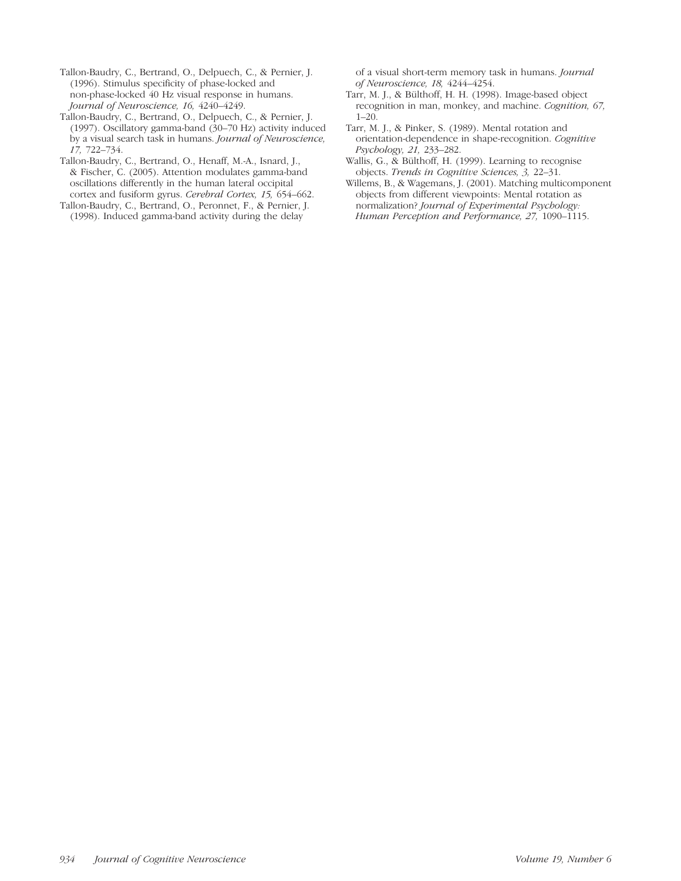Tallon-Baudry, C., Bertrand, O., Delpuech, C., & Pernier, J. (1996). Stimulus specificity of phase-locked and non-phase-locked 40 Hz visual response in humans. *Journal of Neuroscience, 16,* 4240–4249.

Tallon-Baudry, C., Bertrand, O., Delpuech, C., & Pernier, J. (1997). Oscillatory gamma-band (30–70 Hz) activity induced by a visual search task in humans. *Journal of Neuroscience, 17,* 722–734.

Tallon-Baudry, C., Bertrand, O., Henaff, M.-A., Isnard, J., & Fischer, C. (2005). Attention modulates gamma-band oscillations differently in the human lateral occipital cortex and fusiform gyrus. *Cerebral Cortex, 15,* 654–662.

Tallon-Baudry, C., Bertrand, O., Peronnet, F., & Pernier, J. (1998). Induced gamma-band activity during the delay of a visual short-term memory task in humans. *Journal of Neuroscience, 18,* 4244–4254.

Tarr, M. J., & Bülthoff, H. H. (1998). Image-based object recognition in man, monkey, and machine. *Cognition, 67,* 1–20.

Tarr, M. J., & Pinker, S. (1989). Mental rotation and orientation-dependence in shape-recognition. *Cognitive Psychology, 21,* 233–282.

Wallis, G., & Bülthoff, H. (1999). Learning to recognise objects. *Trends in Cognitive Sciences, 3,* 22–31.

Willems, B., & Wagemans, J. (2001). Matching multicomponent objects from different viewpoints: Mental rotation as normalization? *Journal of Experimental Psychology: Human Perception and Performance, 27,* 1090–1115.